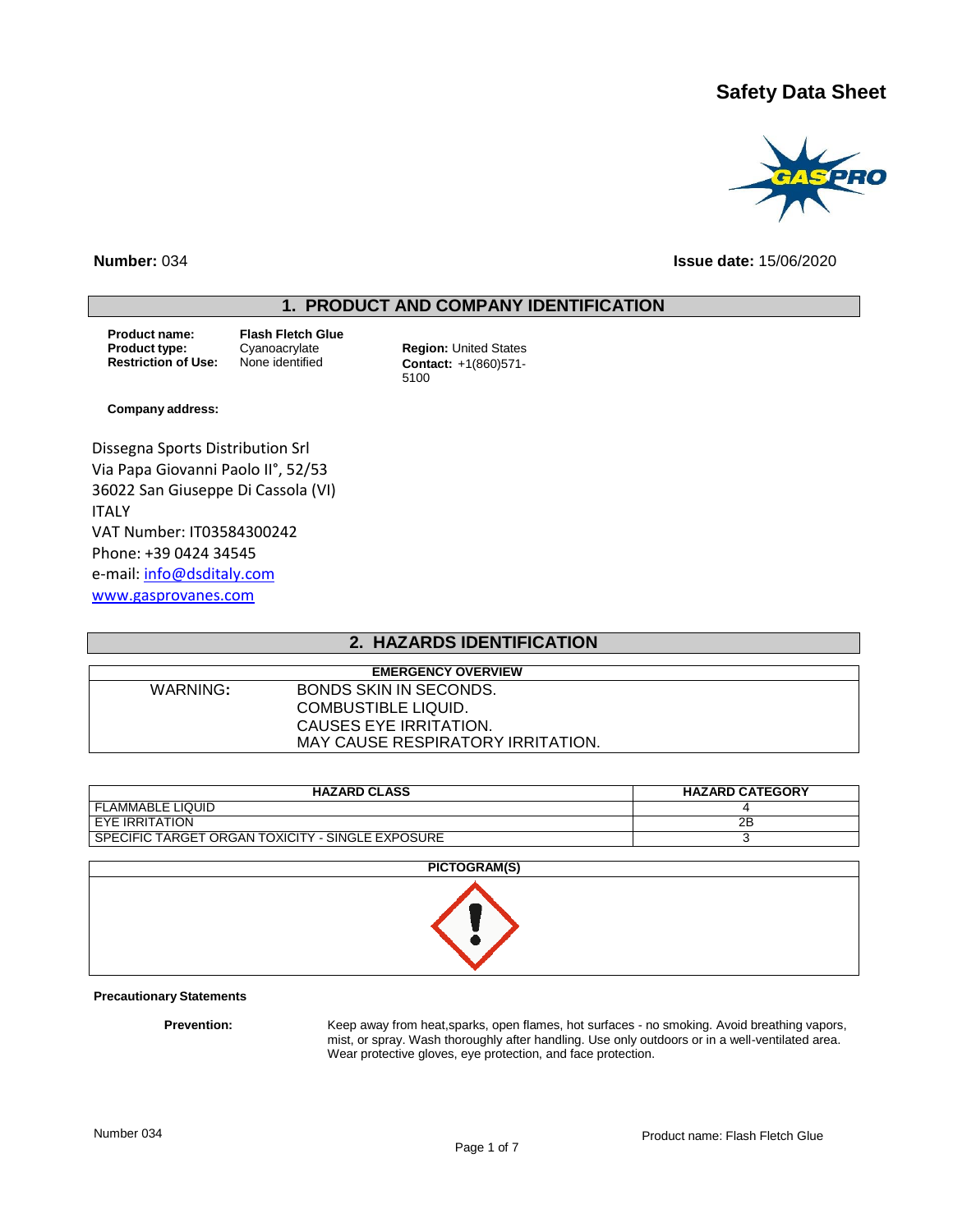# Safety Data Sheet

**Number:** 034

**Issue date:** 15/06/2020

## 1. PRODUCT AND COMPANY IDENTIFICATION

**Product name:** Flash Fletch Glue
**Product type:** Cyanoacrylate
**Restriction of Use:** None identified

**Region:** United States
**Contact:** +1(860)571-5100

**Company address:**

Dissegna Sports Distribution Srl
Via Papa Giovanni Paolo II°, 52/53
36022 San Giuseppe Di Cassola (VI)
ITALY
VAT Number: IT03584300242
Phone: +39 0424 34545
e-mail: info@dsditaly.com
www.gasprovanes.com

## 2. HAZARDS IDENTIFICATION

| EMERGENCY OVERVIEW | |
|---|---|
| WARNING: | BONDS SKIN IN SECONDS.<br>COMBUSTIBLE LIQUID.<br>CAUSES EYE IRRITATION.<br>MAY CAUSE RESPIRATORY IRRITATION. |

| HAZARD CLASS | HAZARD CATEGORY |
|---|---|
| FLAMMABLE LIQUID | 4 |
| EYE IRRITATION | 2B |
| SPECIFIC TARGET ORGAN TOXICITY - SINGLE EXPOSURE | 3 |

**PICTOGRAM(S)**

**Precautionary Statements**

**Prevention:** Keep away from heat,sparks, open flames, hot surfaces - no smoking. Avoid breathing vapors, mist, or spray. Wash thoroughly after handling. Use only outdoors or in a well-ventilated area. Wear protective gloves, eye protection, and face protection.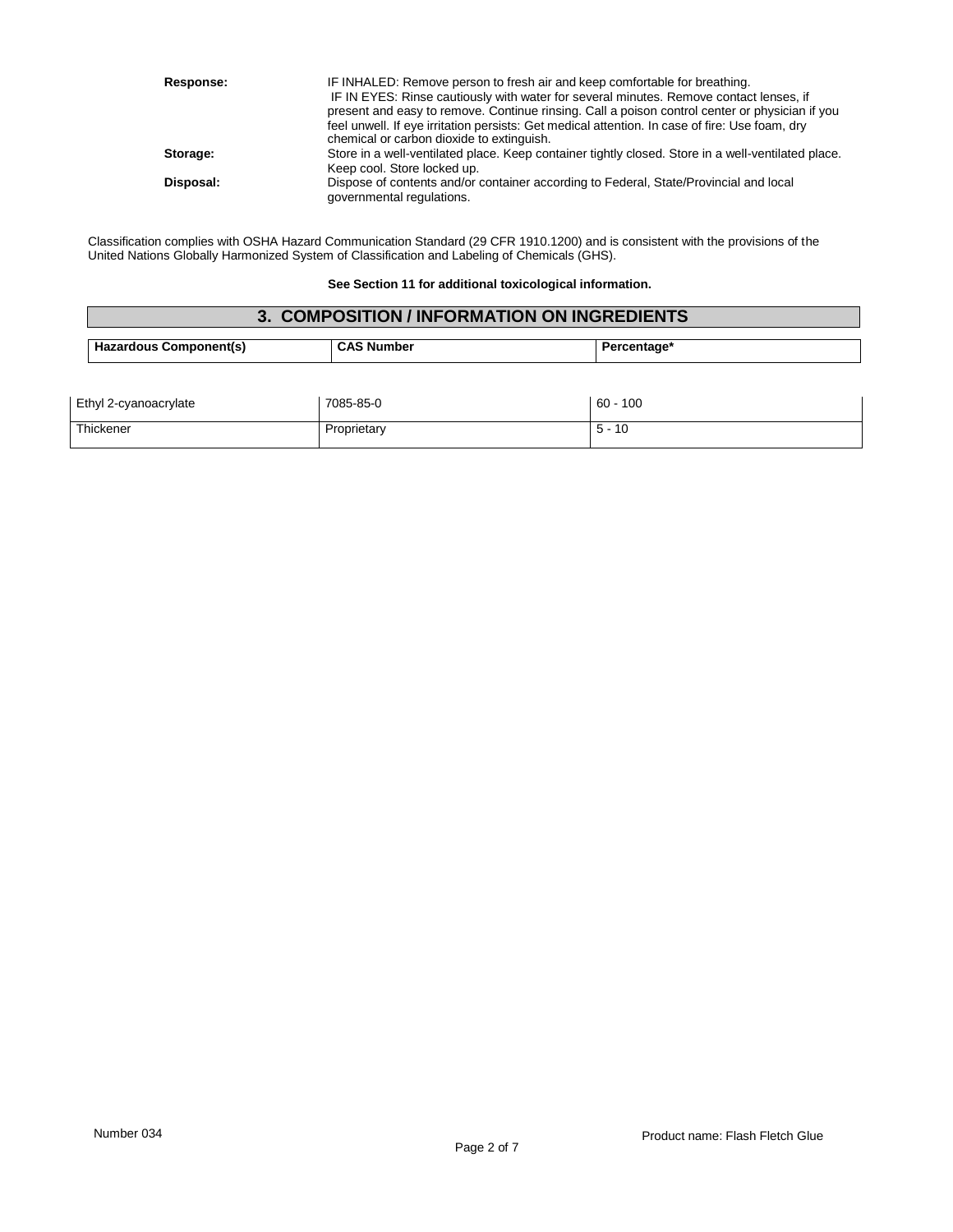**Response:** IF INHALED: Remove person to fresh air and keep comfortable for breathing.
IF IN EYES: Rinse cautiously with water for several minutes. Remove contact lenses, if present and easy to remove. Continue rinsing. Call a poison control center or physician if you feel unwell. If eye irritation persists: Get medical attention. In case of fire: Use foam, dry chemical or carbon dioxide to extinguish.

**Storage:** Store in a well-ventilated place. Keep container tightly closed. Store in a well-ventilated place. Keep cool. Store locked up.

**Disposal:** Dispose of contents and/or container according to Federal, State/Provincial and local governmental regulations.

Classification complies with OSHA Hazard Communication Standard (29 CFR 1910.1200) and is consistent with the provisions of the United Nations Globally Harmonized System of Classification and Labeling of Chemicals (GHS).

**See Section 11 for additional toxicological information.**

## 3. COMPOSITION / INFORMATION ON INGREDIENTS

| Hazardous Component(s) | CAS Number | Percentage* |
|---|---|---|
| Ethyl 2-cyanoacrylate | 7085-85-0 | 60 - 100 |
| Thickener | Proprietary | 5 - 10 |

Number 034

Product name: Flash Fletch Glue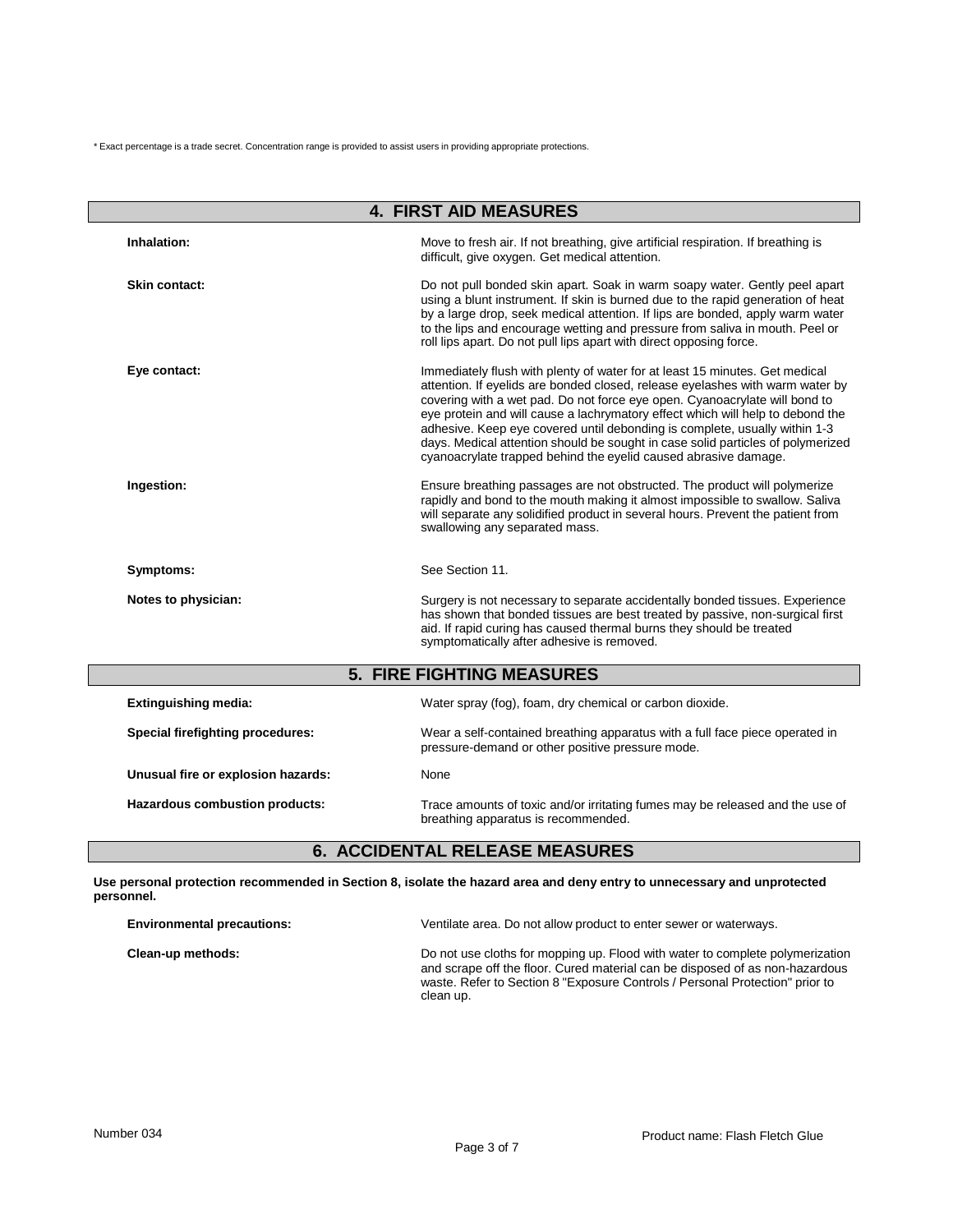* Exact percentage is a trade secret. Concentration range is provided to assist users in providing appropriate protections.

## 4. FIRST AID MEASURES

**Inhalation:** Move to fresh air. If not breathing, give artificial respiration. If breathing is difficult, give oxygen. Get medical attention.

**Skin contact:** Do not pull bonded skin apart. Soak in warm soapy water. Gently peel apart using a blunt instrument. If skin is burned due to the rapid generation of heat by a large drop, seek medical attention. If lips are bonded, apply warm water to the lips and encourage wetting and pressure from saliva in mouth. Peel or roll lips apart. Do not pull lips apart with direct opposing force.

**Eye contact:** Immediately flush with plenty of water for at least 15 minutes. Get medical attention. If eyelids are bonded closed, release eyelashes with warm water by covering with a wet pad. Do not force eye open. Cyanoacrylate will bond to eye protein and will cause a lachrymatory effect which will help to debond the adhesive. Keep eye covered until debonding is complete, usually within 1-3 days. Medical attention should be sought in case solid particles of polymerized cyanoacrylate trapped behind the eyelid caused abrasive damage.

**Ingestion:** Ensure breathing passages are not obstructed. The product will polymerize rapidly and bond to the mouth making it almost impossible to swallow. Saliva will separate any solidified product in several hours. Prevent the patient from swallowing any separated mass.

**Symptoms:** See Section 11.

**Notes to physician:** Surgery is not necessary to separate accidentally bonded tissues. Experience has shown that bonded tissues are best treated by passive, non-surgical first aid. If rapid curing has caused thermal burns they should be treated symptomatically after adhesive is removed.

## 5. FIRE FIGHTING MEASURES

**Extinguishing media:** Water spray (fog), foam, dry chemical or carbon dioxide.

**Special firefighting procedures:** Wear a self-contained breathing apparatus with a full face piece operated in pressure-demand or other positive pressure mode.

**Unusual fire or explosion hazards:** None

**Hazardous combustion products:** Trace amounts of toxic and/or irritating fumes may be released and the use of breathing apparatus is recommended.

## 6. ACCIDENTAL RELEASE MEASURES

**Use personal protection recommended in Section 8, isolate the hazard area and deny entry to unnecessary and unprotected personnel.**

**Environmental precautions:** Ventilate area. Do not allow product to enter sewer or waterways.

**Clean-up methods:** Do not use cloths for mopping up. Flood with water to complete polymerization and scrape off the floor. Cured material can be disposed of as non-hazardous waste. Refer to Section 8 "Exposure Controls / Personal Protection" prior to clean up.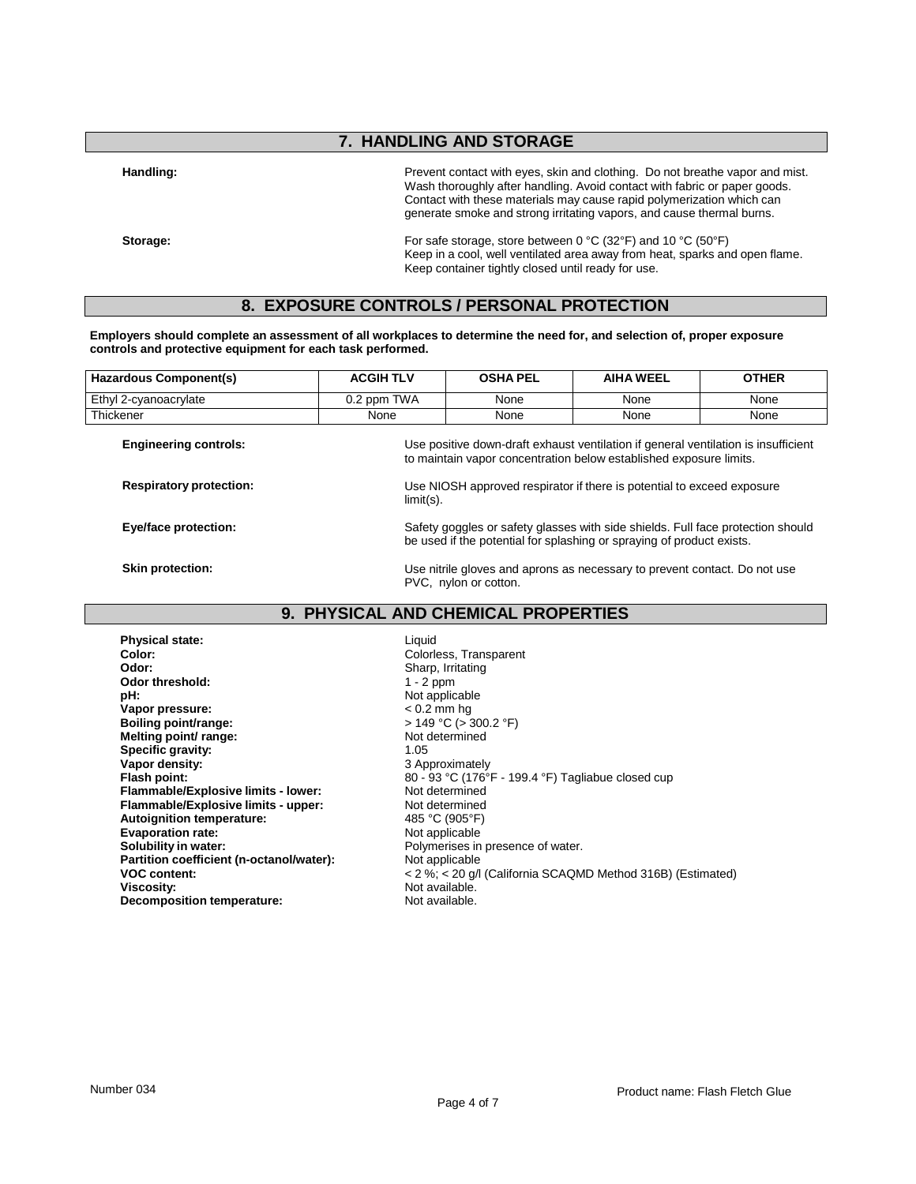## 7. HANDLING AND STORAGE

**Handling:** Prevent contact with eyes, skin and clothing. Do not breathe vapor and mist. Wash thoroughly after handling. Avoid contact with fabric or paper goods. Contact with these materials may cause rapid polymerization which can generate smoke and strong irritating vapors, and cause thermal burns.

**Storage:** For safe storage, store between 0 °C (32°F) and 10 °C (50°F) Keep in a cool, well ventilated area away from heat, sparks and open flame. Keep container tightly closed until ready for use.

## 8. EXPOSURE CONTROLS / PERSONAL PROTECTION

**Employers should complete an assessment of all workplaces to determine the need for, and selection of, proper exposure controls and protective equipment for each task performed.**

| Hazardous Component(s) | ACGIH TLV | OSHA PEL | AIHA WEEL | OTHER |
|---|---|---|---|---|
| Ethyl 2-cyanoacrylate | 0.2 ppm TWA | None | None | None |
| Thickener | None | None | None | None |

**Engineering controls:** Use positive down-draft exhaust ventilation if general ventilation is insufficient to maintain vapor concentration below established exposure limits.

**Respiratory protection:** Use NIOSH approved respirator if there is potential to exceed exposure limit(s).

**Eye/face protection:** Safety goggles or safety glasses with side shields. Full face protection should be used if the potential for splashing or spraying of product exists.

**Skin protection:** Use nitrile gloves and aprons as necessary to prevent contact. Do not use PVC, nylon or cotton.

## 9. PHYSICAL AND CHEMICAL PROPERTIES

**Physical state:** Liquid
**Color:** Colorless, Transparent
**Odor:** Sharp, Irritating
**Odor threshold:** 1 - 2 ppm
**pH:** Not applicable
**Vapor pressure:** < 0.2 mm hg
**Boiling point/range:** > 149 °C (> 300.2 °F)
**Melting point/ range:** Not determined
**Specific gravity:** 1.05
**Vapor density:** 3 Approximately
**Flash point:** 80 - 93 °C (176°F - 199.4 °F) Tagliabue closed cup
**Flammable/Explosive limits - lower:** Not determined
**Flammable/Explosive limits - upper:** Not determined
**Autoignition temperature:** 485 °C (905°F)
**Evaporation rate:** Not applicable
**Solubility in water:** Polymerises in presence of water.
**Partition coefficient (n-octanol/water):** Not applicable
**VOC content:** < 2 %; < 20 g/l (California SCAQMD Method 316B) (Estimated)
**Viscosity:** Not available.
**Decomposition temperature:** Not available.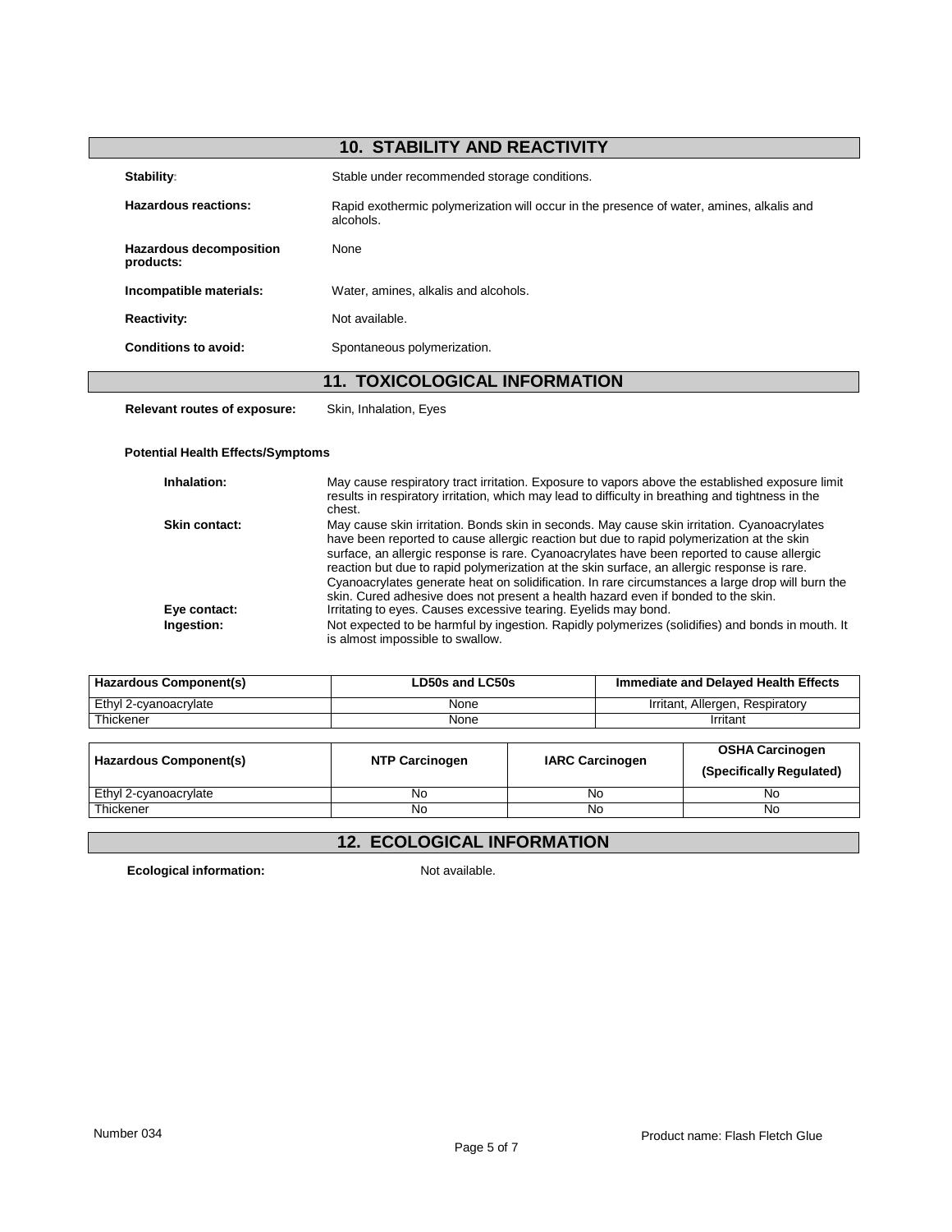## 10. STABILITY AND REACTIVITY

**Stability:** Stable under recommended storage conditions.

**Hazardous reactions:** Rapid exothermic polymerization will occur in the presence of water, amines, alkalis and alcohols.

**Hazardous decomposition products:** None

**Incompatible materials:** Water, amines, alkalis and alcohols.

**Reactivity:** Not available.

**Conditions to avoid:** Spontaneous polymerization.

## 11. TOXICOLOGICAL INFORMATION

**Relevant routes of exposure:** Skin, Inhalation, Eyes

**Potential Health Effects/Symptoms**

**Inhalation:** May cause respiratory tract irritation. Exposure to vapors above the established exposure limit results in respiratory irritation, which may lead to difficulty in breathing and tightness in the chest.

**Skin contact:** May cause skin irritation. Bonds skin in seconds. May cause skin irritation. Cyanoacrylates have been reported to cause allergic reaction but due to rapid polymerization at the skin surface, an allergic response is rare. Cyanoacrylates have been reported to cause allergic reaction but due to rapid polymerization at the skin surface, an allergic response is rare. Cyanoacrylates generate heat on solidification. In rare circumstances a large drop will burn the skin. Cured adhesive does not present a health hazard even if bonded to the skin.

**Eye contact:** Irritating to eyes. Causes excessive tearing. Eyelids may bond.

**Ingestion:** Not expected to be harmful by ingestion. Rapidly polymerizes (solidifies) and bonds in mouth. It is almost impossible to swallow.

| Hazardous Component(s) | LD50s and LC50s | Immediate and Delayed Health Effects |
|---|---|---|
| Ethyl 2-cyanoacrylate | None | Irritant, Allergen, Respiratory |
| Thickener | None | Irritant |

| Hazardous Component(s) | NTP Carcinogen | IARC Carcinogen | OSHA Carcinogen (Specifically Regulated) |
|---|---|---|---|
| Ethyl 2-cyanoacrylate | No | No | No |
| Thickener | No | No | No |

## 12. ECOLOGICAL INFORMATION

**Ecological information:** Not available.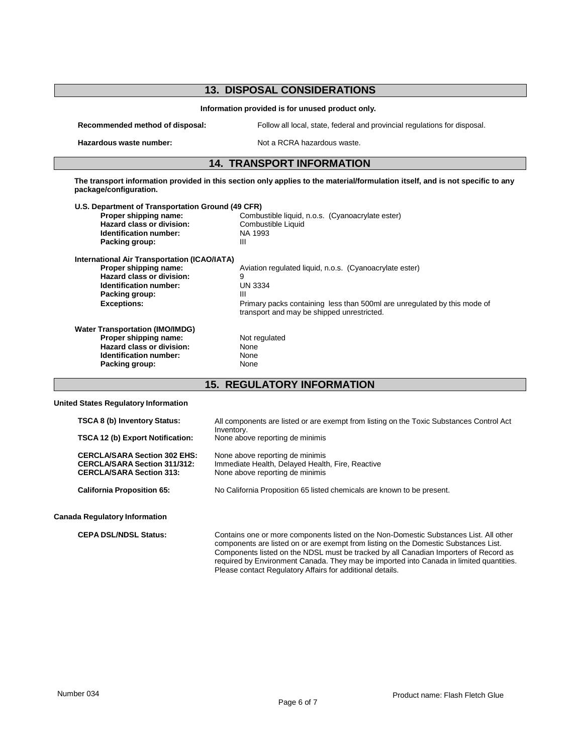## 13. DISPOSAL CONSIDERATIONS

**Information provided is for unused product only.**

| | |
|---|---|
| **Recommended method of disposal:** | Follow all local, state, federal and provincial regulations for disposal. |
| **Hazardous waste number:** | Not a RCRA hazardous waste. |

## 14. TRANSPORT INFORMATION

**The transport information provided in this section only applies to the material/formulation itself, and is not specific to any package/configuration.**

**U.S. Department of Transportation Ground (49 CFR)**

| | |
|---|---|
| **Proper shipping name:** | Combustible liquid, n.o.s. (Cyanoacrylate ester) |
| **Hazard class or division:** | Combustible Liquid |
| **Identification number:** | NA 1993 |
| **Packing group:** | III |

**International Air Transportation (ICAO/IATA)**

| | |
|---|---|
| **Proper shipping name:** | Aviation regulated liquid, n.o.s. (Cyanoacrylate ester) |
| **Hazard class or division:** | 9 |
| **Identification number:** | UN 3334 |
| **Packing group:** | III |
| **Exceptions:** | Primary packs containing less than 500ml are unregulated by this mode of transport and may be shipped unrestricted. |

**Water Transportation (IMO/IMDG)**

| | |
|---|---|
| **Proper shipping name:** | Not regulated |
| **Hazard class or division:** | None |
| **Identification number:** | None |
| **Packing group:** | None |

## 15. REGULATORY INFORMATION

**United States Regulatory Information**

| | |
|---|---|
| **TSCA 8 (b) Inventory Status:** | All components are listed or are exempt from listing on the Toxic Substances Control Act Inventory. |
| **TSCA 12 (b) Export Notification:** | None above reporting de minimis |
| **CERCLA/SARA Section 302 EHS:** | None above reporting de minimis |
| **CERCLA/SARA Section 311/312:** | Immediate Health, Delayed Health, Fire, Reactive |
| **CERCLA/SARA Section 313:** | None above reporting de minimis |
| **California Proposition 65:** | No California Proposition 65 listed chemicals are known to be present. |

**Canada Regulatory Information**

| | |
|---|---|
| **CEPA DSL/NDSL Status:** | Contains one or more components listed on the Non-Domestic Substances List. All other components are listed on or are exempt from listing on the Domestic Substances List. Components listed on the NDSL must be tracked by all Canadian Importers of Record as required by Environment Canada. They may be imported into Canada in limited quantities. Please contact Regulatory Affairs for additional details. |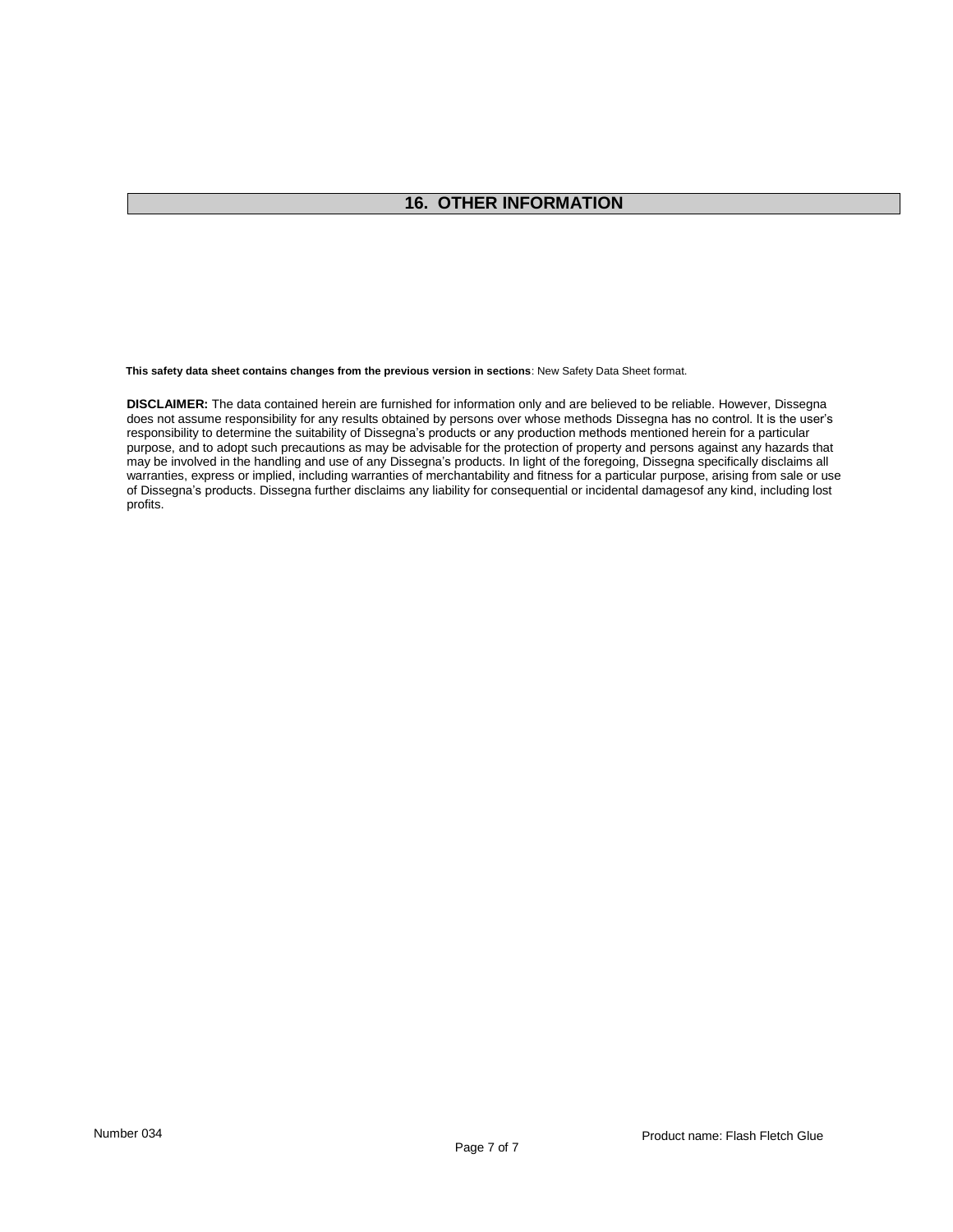## 16. OTHER INFORMATION

**This safety data sheet contains changes from the previous version in sections**: New Safety Data Sheet format.

**DISCLAIMER:** The data contained herein are furnished for information only and are believed to be reliable. However, Dissegna does not assume responsibility for any results obtained by persons over whose methods Dissegna has no control. It is the user's responsibility to determine the suitability of Dissegna's products or any production methods mentioned herein for a particular purpose, and to adopt such precautions as may be advisable for the protection of property and persons against any hazards that may be involved in the handling and use of any Dissegna's products. In light of the foregoing, Dissegna specifically disclaims all warranties, express or implied, including warranties of merchantability and fitness for a particular purpose, arising from sale or use of Dissegna's products. Dissegna further disclaims any liability for consequential or incidental damagesof any kind, including lost profits.